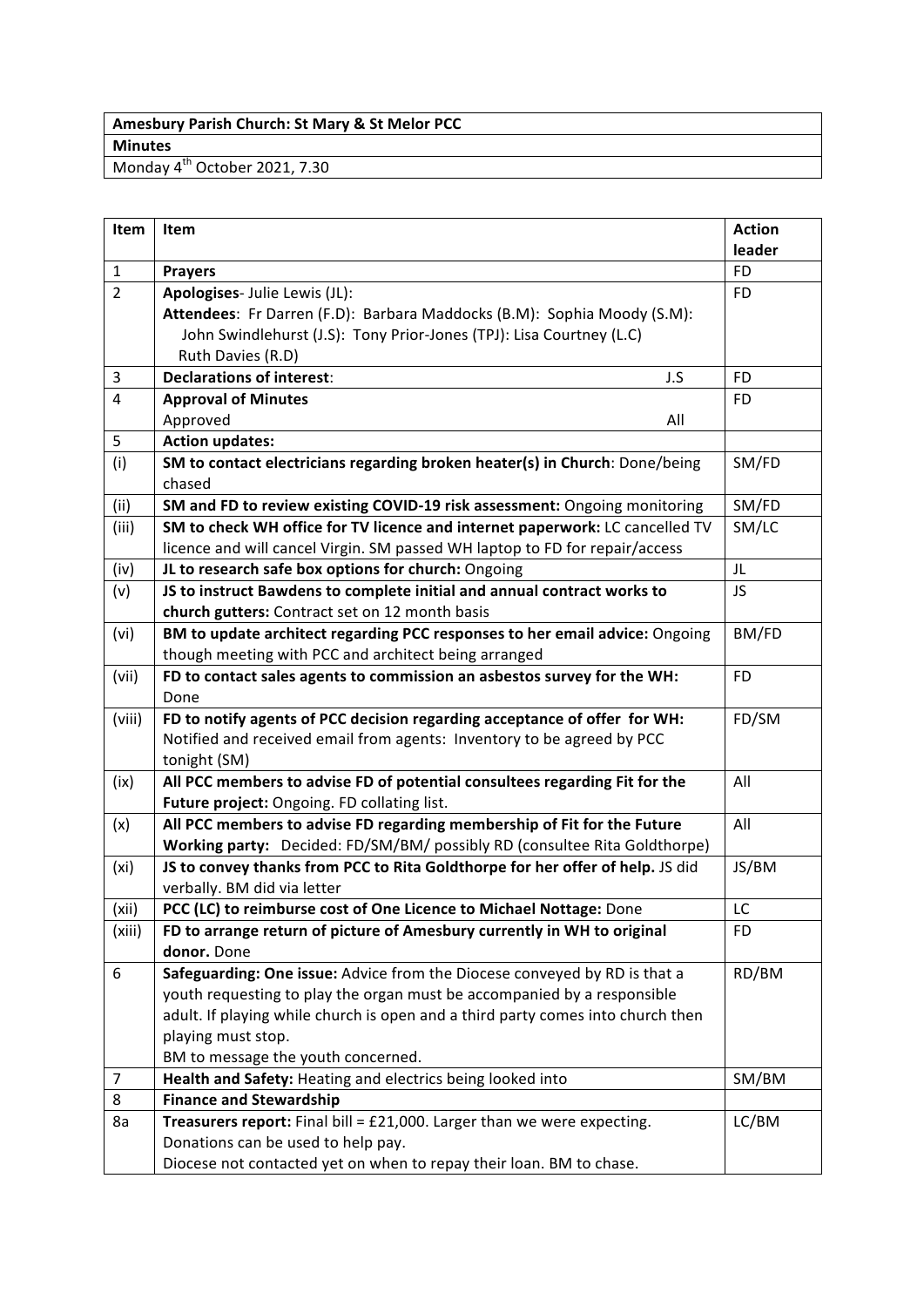| **Amesbury Parish Church: St Mary & St Melor PCC** |
|---|
| **Minutes** |
| Monday 4th October 2021, 7.30 |

| **Item** | **Item** | **Action leader** |
|---|---|---|
| 1 | **Prayers** | FD |
| 2 | **Apologises**- Julie Lewis (JL):<br>**Attendees**: Fr Darren (F.D): Barbara Maddocks (B.M): Sophia Moody (S.M): John Swindlehurst (J.S): Tony Prior-Jones (TPJ): Lisa Courtney (L.C) Ruth Davies (R.D) | FD |
| 3 | **Declarations of interest**: J.S | FD |
| 4 | **Approval of Minutes**<br>Approved All | FD |
| 5 | **Action updates:** | |
| (i) | **SM to contact electricians regarding broken heater(s) in Church**: Done/being chased | SM/FD |
| (ii) | **SM and FD to review existing COVID-19 risk assessment:** Ongoing monitoring | SM/FD |
| (iii) | **SM to check WH office for TV licence and internet paperwork:** LC cancelled TV licence and will cancel Virgin. SM passed WH laptop to FD for repair/access | SM/LC |
| (iv) | **JL to research safe box options for church:** Ongoing | JL |
| (v) | **JS to instruct Bawdens to complete initial and annual contract works to church gutters:** Contract set on 12 month basis | JS |
| (vi) | **BM to update architect regarding PCC responses to her email advice:** Ongoing though meeting with PCC and architect being arranged | BM/FD |
| (vii) | **FD to contact sales agents to commission an asbestos survey for the WH:** Done | FD |
| (viii) | **FD to notify agents of PCC decision regarding acceptance of offer for WH:** Notified and received email from agents: Inventory to be agreed by PCC tonight (SM) | FD/SM |
| (ix) | **All PCC members to advise FD of potential consultees regarding Fit for the Future project:** Ongoing. FD collating list. | All |
| (x) | **All PCC members to advise FD regarding membership of Fit for the Future Working party:** Decided: FD/SM/BM/ possibly RD (consultee Rita Goldthorpe) | All |
| (xi) | **JS to convey thanks from PCC to Rita Goldthorpe for her offer of help.** JS did verbally. BM did via letter | JS/BM |
| (xii) | **PCC (LC) to reimburse cost of One Licence to Michael Nottage:** Done | LC |
| (xiii) | **FD to arrange return of picture of Amesbury currently in WH to original donor.** Done | FD |
| 6 | **Safeguarding: One issue:** Advice from the Diocese conveyed by RD is that a youth requesting to play the organ must be accompanied by a responsible adult. If playing while church is open and a third party comes into church then playing must stop.<br>BM to message the youth concerned. | RD/BM |
| 7 | **Health and Safety:** Heating and electrics being looked into | SM/BM |
| 8 | **Finance and Stewardship** | |
| 8a | **Treasurers report:** Final bill = £21,000. Larger than we were expecting.<br>Donations can be used to help pay.<br>Diocese not contacted yet on when to repay their loan. BM to chase. | LC/BM |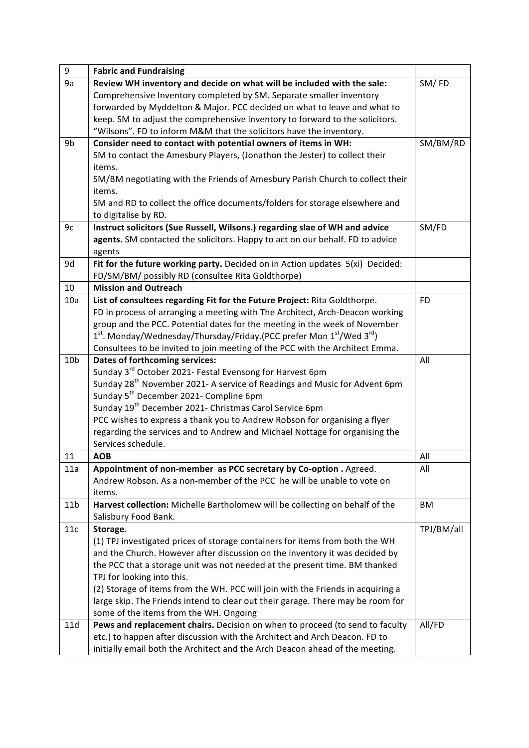| | | |
|---|---|---|
| 9 | **Fabric and Fundraising** | |
| 9a | **Review WH inventory and decide on what will be included with the sale:** Comprehensive Inventory completed by SM. Separate smaller inventory forwarded by Myddelton & Major. PCC decided on what to leave and what to keep. SM to adjust the comprehensive inventory to forward to the solicitors. "Wilsons". FD to inform M&M that the solicitors have the inventory. | SM/ FD |
| 9b | **Consider need to contact with potential owners of items in WH:** SM to contact the Amesbury Players, (Jonathon the Jester) to collect their items. SM/BM negotiating with the Friends of Amesbury Parish Church to collect their items. SM and RD to collect the office documents/folders for storage elsewhere and to digitalise by RD. | SM/BM/RD |
| 9c | **Instruct solicitors (Sue Russell, Wilsons.) regarding slae of WH and advice agents.** SM contacted the solicitors. Happy to act on our behalf. FD to advice agents | SM/FD |
| 9d | **Fit for the future working party.** Decided on in Action updates 5(xi) Decided: FD/SM/BM/ possibly RD (consultee Rita Goldthorpe) | |
| 10 | **Mission and Outreach** | |
| 10a | **List of consultees regarding Fit for the Future Project:** Rita Goldthorpe. FD in process of arranging a meeting with The Architect, Arch-Deacon working group and the PCC. Potential dates for the meeting in the week of November 1st. Monday/Wednesday/Thursday/Friday.(PCC prefer Mon 1st/Wed 3rd) Consultees to be invited to join meeting of the PCC with the Architect Emma. | FD |
| 10b | **Dates of forthcoming services:** Sunday 3rd October 2021- Festal Evensong for Harvest 6pm Sunday 28th November 2021- A service of Readings and Music for Advent 6pm Sunday 5th December 2021- Compline 6pm Sunday 19th December 2021- Christmas Carol Service 6pm PCC wishes to express a thank you to Andrew Robson for organising a flyer regarding the services and to Andrew and Michael Nottage for organising the Services schedule. | All |
| 11 | **AOB** | All |
| 11a | **Appointment of non-member as PCC secretary by Co-option .** Agreed. Andrew Robson. As a non-member of the PCC he will be unable to vote on items. | All |
| 11b | **Harvest collection:** Michelle Bartholomew will be collecting on behalf of the Salisbury Food Bank. | BM |
| 11c | **Storage.** (1) TPJ investigated prices of storage containers for items from both the WH and the Church. However after discussion on the inventory it was decided by the PCC that a storage unit was not needed at the present time. BM thanked TPJ for looking into this. (2) Storage of items from the WH. PCC will join with the Friends in acquiring a large skip. The Friends intend to clear out their garage. There may be room for some of the items from the WH. Ongoing | TPJ/BM/all |
| 11d | **Pews and replacement chairs.** Decision on when to proceed (to send to faculty etc.) to happen after discussion with the Architect and Arch Deacon. FD to initially email both the Architect and the Arch Deacon ahead of the meeting. | All/FD |